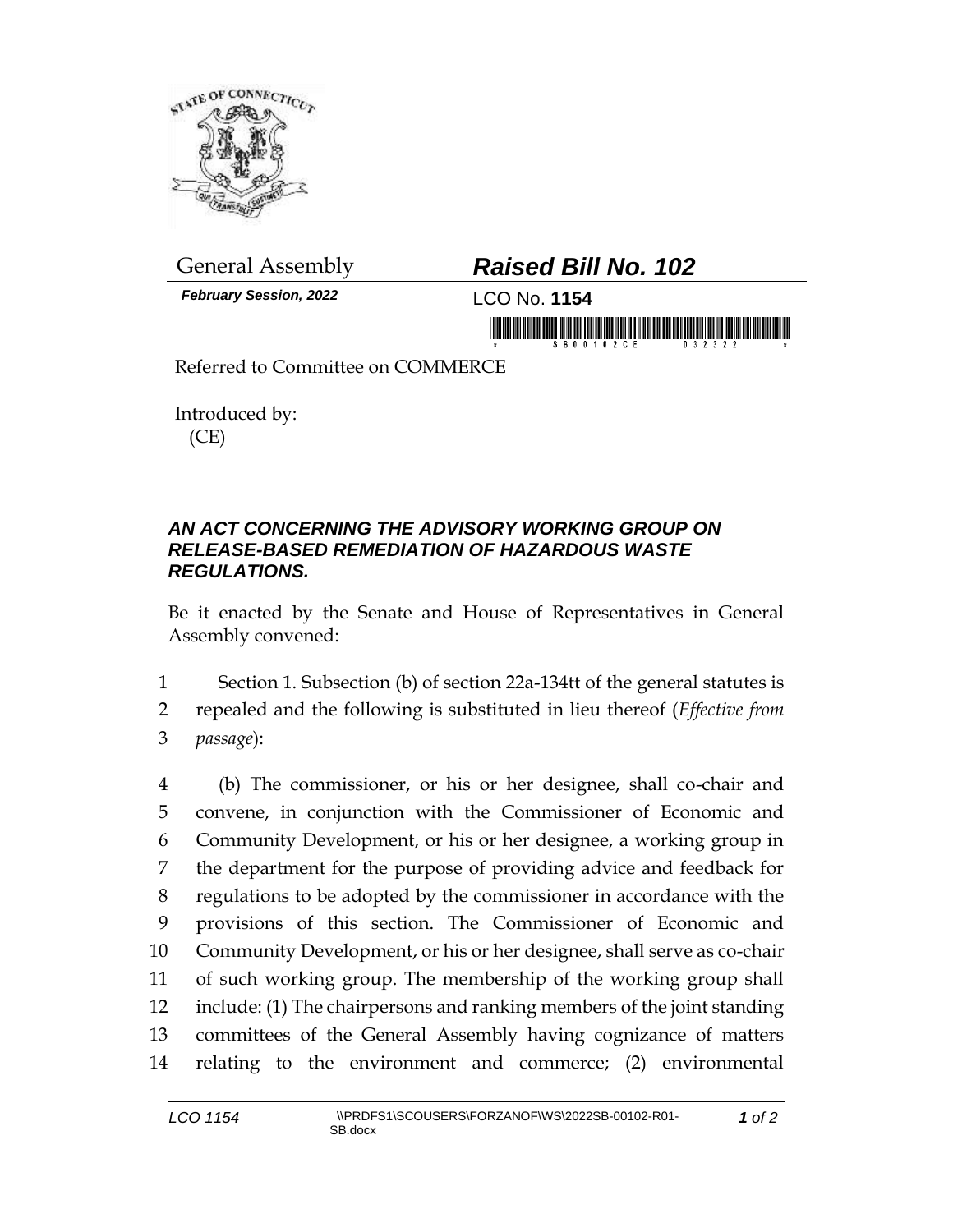General Assembly

***Raised Bill No. 102***

***February Session, 2022***

LCO No. **1154**

Referred to Committee on COMMERCE

Introduced by:
(CE)

## *AN ACT CONCERNING THE ADVISORY WORKING GROUP ON RELEASE-BASED REMEDIATION OF HAZARDOUS WASTE REGULATIONS.*

Be it enacted by the Senate and House of Representatives in General Assembly convened:

1 Section 1. Subsection (b) of section 22a-134tt of the general statutes is
2 repealed and the following is substituted in lieu thereof (*Effective from*
3 *passage*):

4 (b) The commissioner, or his or her designee, shall co-chair and
5 convene, in conjunction with the Commissioner of Economic and
6 Community Development, or his or her designee, a working group in
7 the department for the purpose of providing advice and feedback for
8 regulations to be adopted by the commissioner in accordance with the
9 provisions of this section. The Commissioner of Economic and
10 Community Development, or his or her designee, shall serve as co-chair
11 of such working group. The membership of the working group shall
12 include: (1) The chairpersons and ranking members of the joint standing
13 committees of the General Assembly having cognizance of matters
14 relating to the environment and commerce; (2) environmental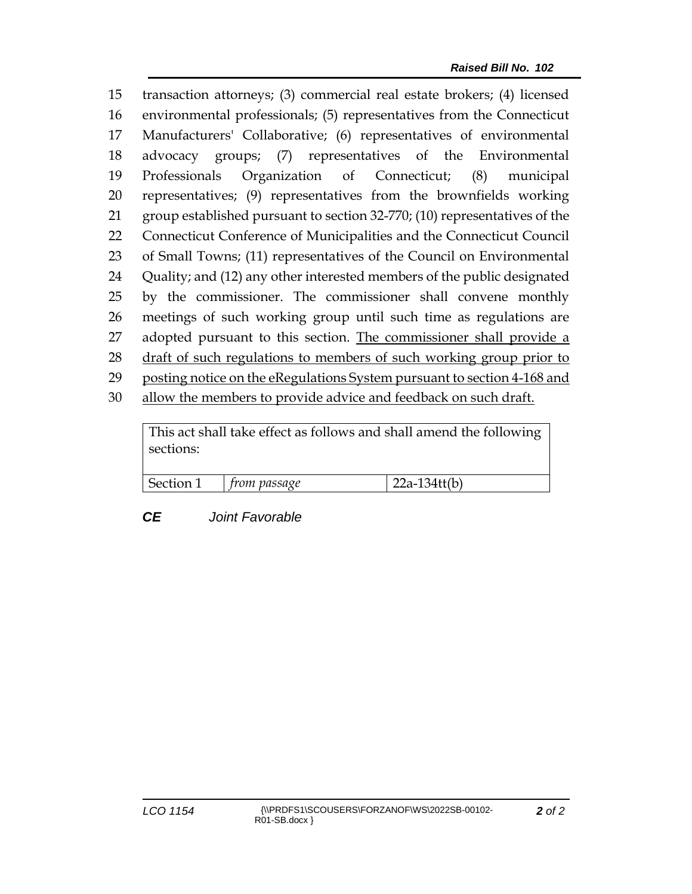transaction attorneys; (3) commercial real estate brokers; (4) licensed environmental professionals; (5) representatives from the Connecticut Manufacturers' Collaborative; (6) representatives of environmental advocacy groups; (7) representatives of the Environmental Professionals Organization of Connecticut; (8) municipal representatives; (9) representatives from the brownfields working group established pursuant to section 32-770; (10) representatives of the Connecticut Conference of Municipalities and the Connecticut Council of Small Towns; (11) representatives of the Council on Environmental Quality; and (12) any other interested members of the public designated by the commissioner. The commissioner shall convene monthly meetings of such working group until such time as regulations are adopted pursuant to this section. <u>The commissioner shall provide a draft of such regulations to members of such working group prior to posting notice on the eRegulations System pursuant to section 4-168 and allow the members to provide advice and feedback on such draft.</u>

| This act shall take effect as follows and shall amend the following sections: | | |
|---|---|---|
| Section 1 | *from passage* | 22a-134tt(b) |

***CE*** *Joint Favorable*